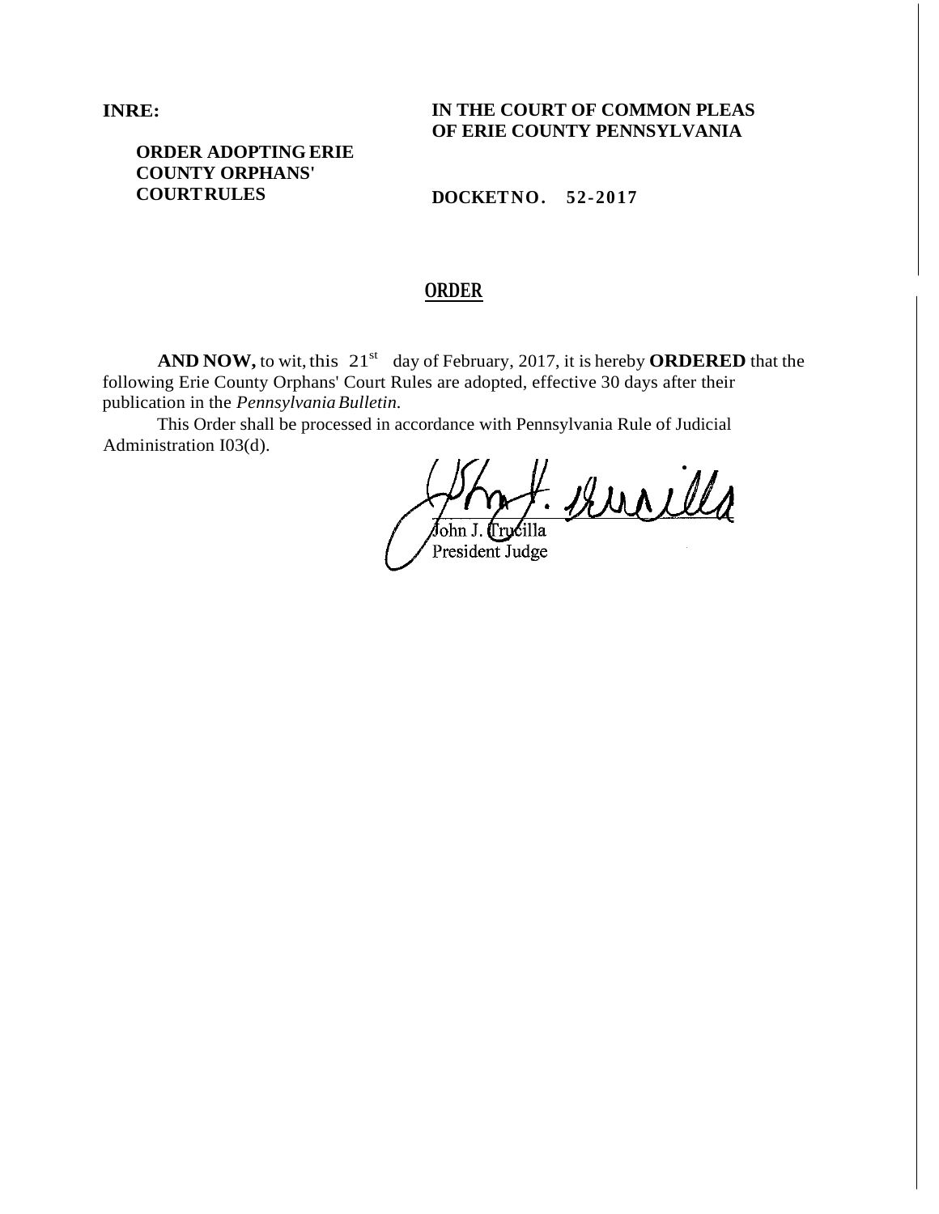**INRE:**

**ORDER ADOPTING ERIE COUNTY ORPHANS' COURTRULES**

**IN THE COURT OF COMMON PLEAS OF ERIE COUNTY PENNSYLVANIA**

**DOCKETNO. 52-2017**

## ORDER

**AND NOW,** to wit, this 21st day of February, 2017, it is hereby **ORDERED** that the following Erie County Orphans' Court Rules are adopted, effective 30 days after their publication in the *Pennsylvania Bulletin.*

This Order shall be processed in accordance with Pennsylvania Rule of Judicial Administration I03(d).

John J. Trucilla
President Judge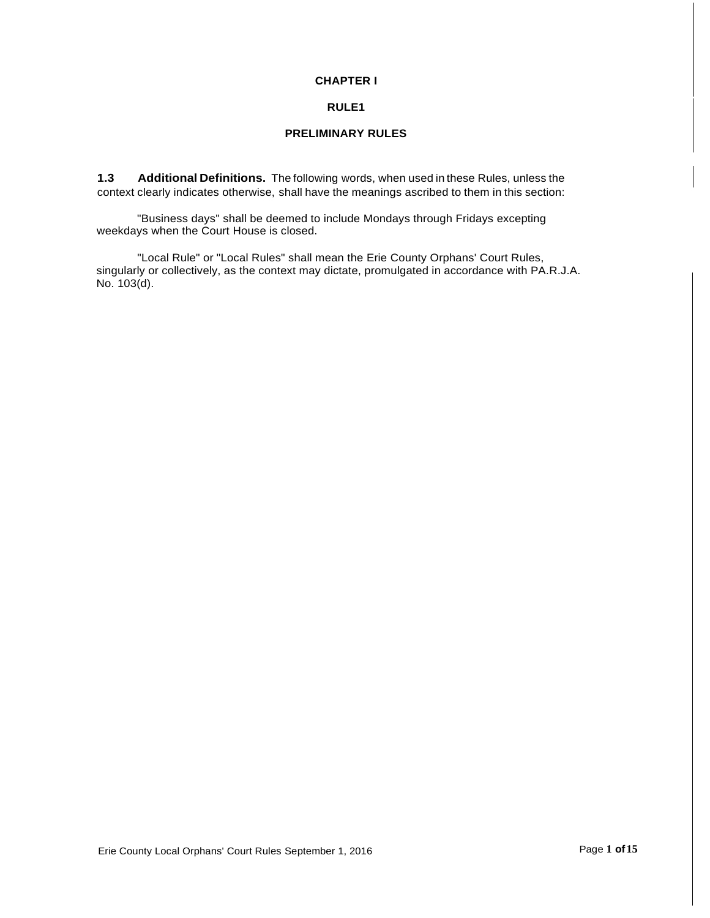**CHAPTER I**

**RULE1**

**PRELIMINARY RULES**

**1.3 Additional Definitions.** The following words, when used in these Rules, unless the context clearly indicates otherwise, shall have the meanings ascribed to them in this section:

"Business days" shall be deemed to include Mondays through Fridays excepting weekdays when the Court House is closed.

"Local Rule" or "Local Rules" shall mean the Erie County Orphans' Court Rules, singularly or collectively, as the context may dictate, promulgated in accordance with PA.R.J.A. No. 103(d).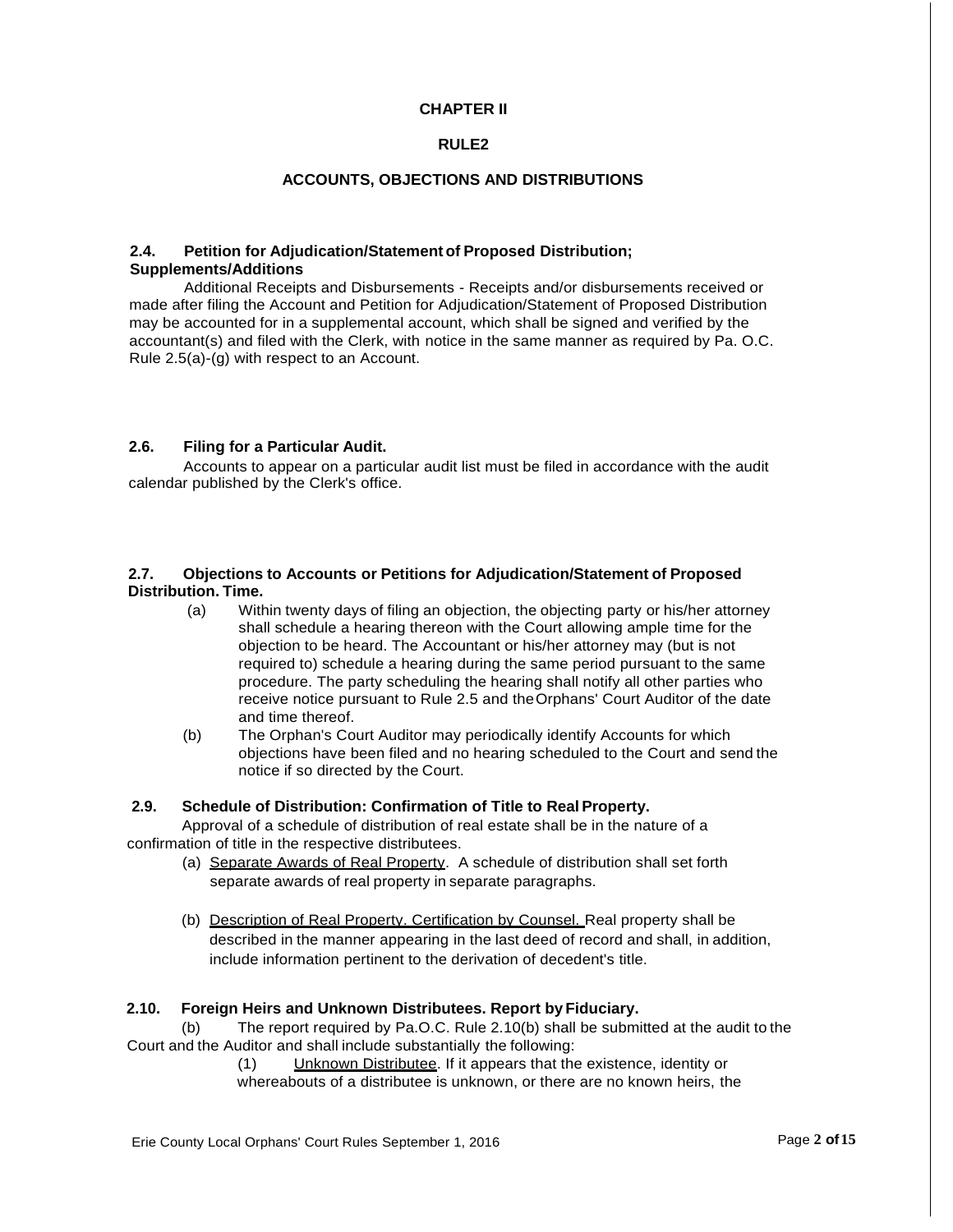# CHAPTER II

## RULE2

## ACCOUNTS, OBJECTIONS AND DISTRIBUTIONS

### 2.4. Petition for Adjudication/Statement of Proposed Distribution; Supplements/Additions

Additional Receipts and Disbursements - Receipts and/or disbursements received or made after filing the Account and Petition for Adjudication/Statement of Proposed Distribution may be accounted for in a supplemental account, which shall be signed and verified by the accountant(s) and filed with the Clerk, with notice in the same manner as required by Pa. O.C. Rule 2.5(a)-(g) with respect to an Account.

### 2.6. Filing for a Particular Audit.

Accounts to appear on a particular audit list must be filed in accordance with the audit calendar published by the Clerk's office.

### 2.7. Objections to Accounts or Petitions for Adjudication/Statement of Proposed Distribution. Time.

(a) Within twenty days of filing an objection, the objecting party or his/her attorney shall schedule a hearing thereon with the Court allowing ample time for the objection to be heard. The Accountant or his/her attorney may (but is not required to) schedule a hearing during the same period pursuant to the same procedure. The party scheduling the hearing shall notify all other parties who receive notice pursuant to Rule 2.5 and the Orphans' Court Auditor of the date and time thereof.

(b) The Orphan's Court Auditor may periodically identify Accounts for which objections have been filed and no hearing scheduled to the Court and send the notice if so directed by the Court.

### 2.9. Schedule of Distribution: Confirmation of Title to Real Property.

Approval of a schedule of distribution of real estate shall be in the nature of a confirmation of title in the respective distributees.

(a) Separate Awards of Real Property. A schedule of distribution shall set forth separate awards of real property in separate paragraphs.

(b) Description of Real Property. Certification by Counsel. Real property shall be described in the manner appearing in the last deed of record and shall, in addition, include information pertinent to the derivation of decedent's title.

### 2.10. Foreign Heirs and Unknown Distributees. Report by Fiduciary.

(b) The report required by Pa.O.C. Rule 2.10(b) shall be submitted at the audit to the Court and the Auditor and shall include substantially the following:

(1) Unknown Distributee. If it appears that the existence, identity or whereabouts of a distributee is unknown, or there are no known heirs, the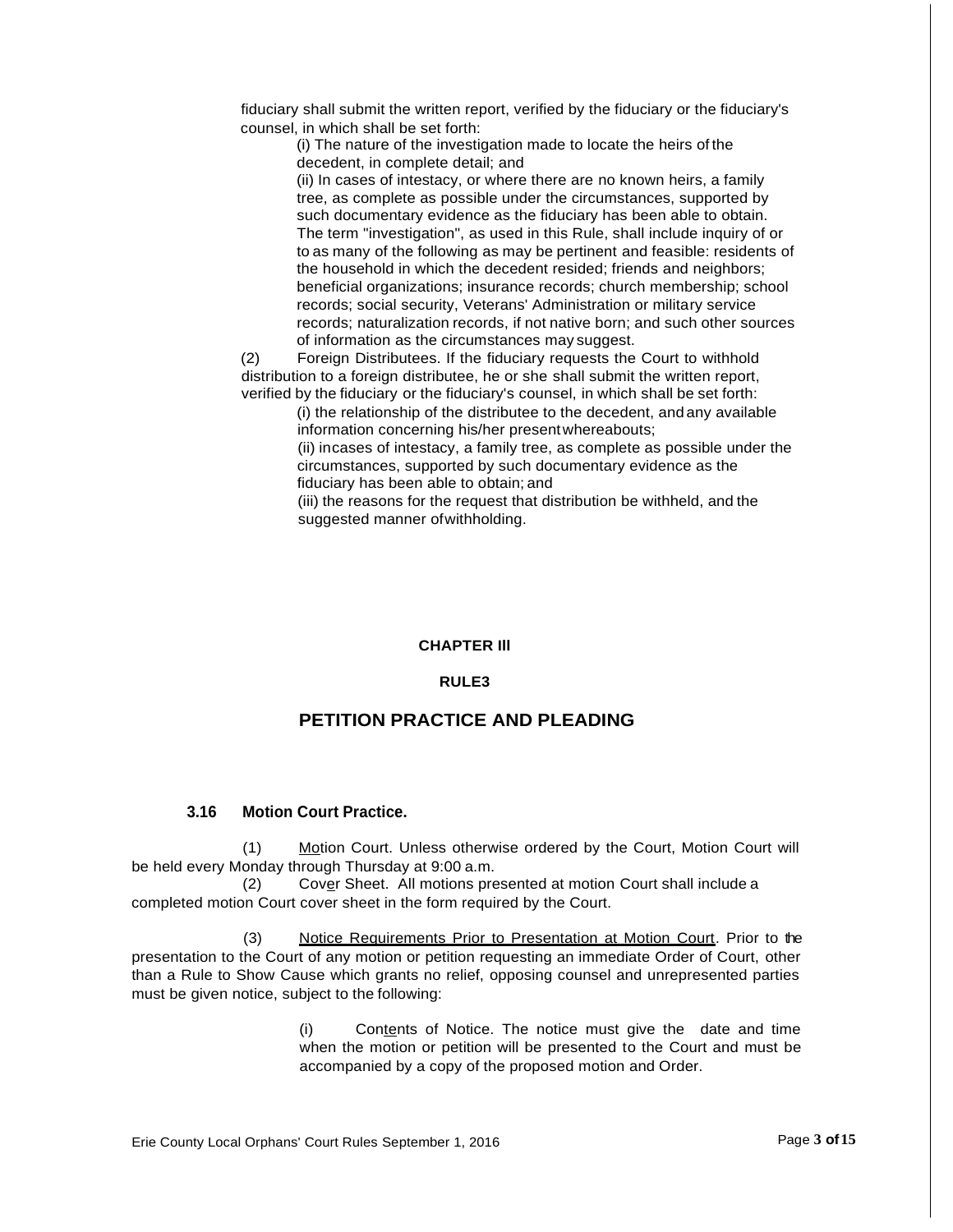fiduciary shall submit the written report, verified by the fiduciary or the fiduciary's counsel, in which shall be set forth:

(i) The nature of the investigation made to locate the heirs of the decedent, in complete detail; and

(ii) In cases of intestacy, or where there are no known heirs, a family tree, as complete as possible under the circumstances, supported by such documentary evidence as the fiduciary has been able to obtain. The term "investigation", as used in this Rule, shall include inquiry of or to as many of the following as may be pertinent and feasible: residents of the household in which the decedent resided; friends and neighbors; beneficial organizations; insurance records; church membership; school records; social security, Veterans' Administration or military service records; naturalization records, if not native born; and such other sources of information as the circumstances may suggest.

(2) Foreign Distributees. If the fiduciary requests the Court to withhold distribution to a foreign distributee, he or she shall submit the written report, verified by the fiduciary or the fiduciary's counsel, in which shall be set forth:

(i) the relationship of the distributee to the decedent, and any available information concerning his/her present whereabouts;

(ii) in cases of intestacy, a family tree, as complete as possible under the circumstances, supported by such documentary evidence as the fiduciary has been able to obtain; and

(iii) the reasons for the request that distribution be withheld, and the suggested manner of withholding.

## CHAPTER III

## RULE 3

# PETITION PRACTICE AND PLEADING

### 3.16 Motion Court Practice.

(1) Motion Court. Unless otherwise ordered by the Court, Motion Court will be held every Monday through Thursday at 9:00 a.m.

(2) Cover Sheet. All motions presented at motion Court shall include a completed motion Court cover sheet in the form required by the Court.

(3) Notice Requirements Prior to Presentation at Motion Court. Prior to the presentation to the Court of any motion or petition requesting an immediate Order of Court, other than a Rule to Show Cause which grants no relief, opposing counsel and unrepresented parties must be given notice, subject to the following:

(i) Contents of Notice. The notice must give the date and time when the motion or petition will be presented to the Court and must be accompanied by a copy of the proposed motion and Order.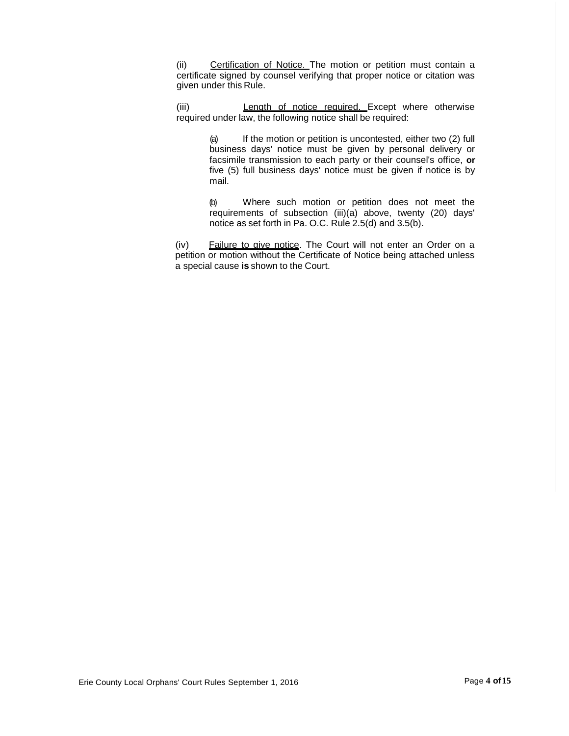(ii) Certification of Notice. The motion or petition must contain a certificate signed by counsel verifying that proper notice or citation was given under this Rule.

(iii) Length of notice required. Except where otherwise required under law, the following notice shall be required:

> (a) If the motion or petition is uncontested, either two (2) full business days' notice must be given by personal delivery or facsimile transmission to each party or their counsel's office, **or** five (5) full business days' notice must be given if notice is by mail.
>
> (b) Where such motion or petition does not meet the requirements of subsection (iii)(a) above, twenty (20) days' notice as set forth in Pa. O.C. Rule 2.5(d) and 3.5(b).

(iv) Failure to give notice. The Court will not enter an Order on a petition or motion without the Certificate of Notice being attached unless a special cause **is** shown to the Court.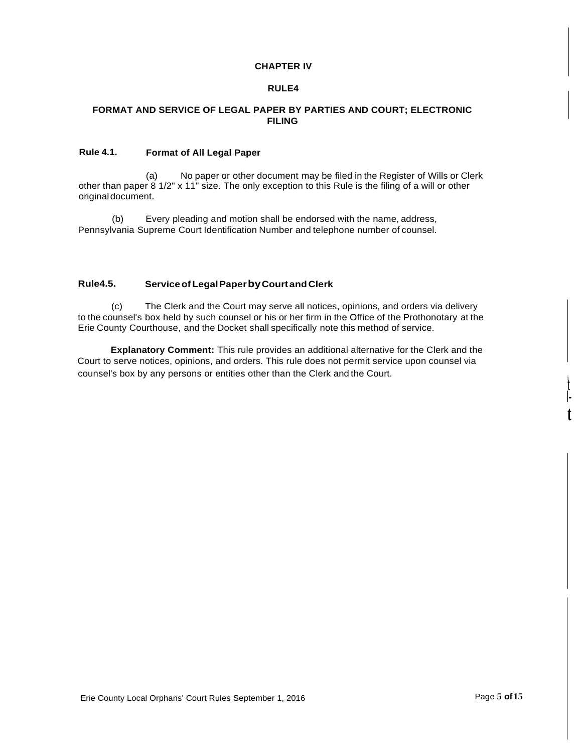# CHAPTER IV

## RULE4

## FORMAT AND SERVICE OF LEGAL PAPER BY PARTIES AND COURT; ELECTRONIC FILING

### Rule 4.1. Format of All Legal Paper

(a) No paper or other document may be filed in the Register of Wills or Clerk other than paper 8 1/2" x 11" size. The only exception to this Rule is the filing of a will or other original document.

(b) Every pleading and motion shall be endorsed with the name, address, Pennsylvania Supreme Court Identification Number and telephone number of counsel.

### Rule4.5. Service of Legal Paper by Court and Clerk

(c) The Clerk and the Court may serve all notices, opinions, and orders via delivery to the counsel's box held by such counsel or his or her firm in the Office of the Prothonotary at the Erie County Courthouse, and the Docket shall specifically note this method of service.

**Explanatory Comment:** This rule provides an additional alternative for the Clerk and the Court to serve notices, opinions, and orders. This rule does not permit service upon counsel via counsel's box by any persons or entities other than the Clerk and the Court.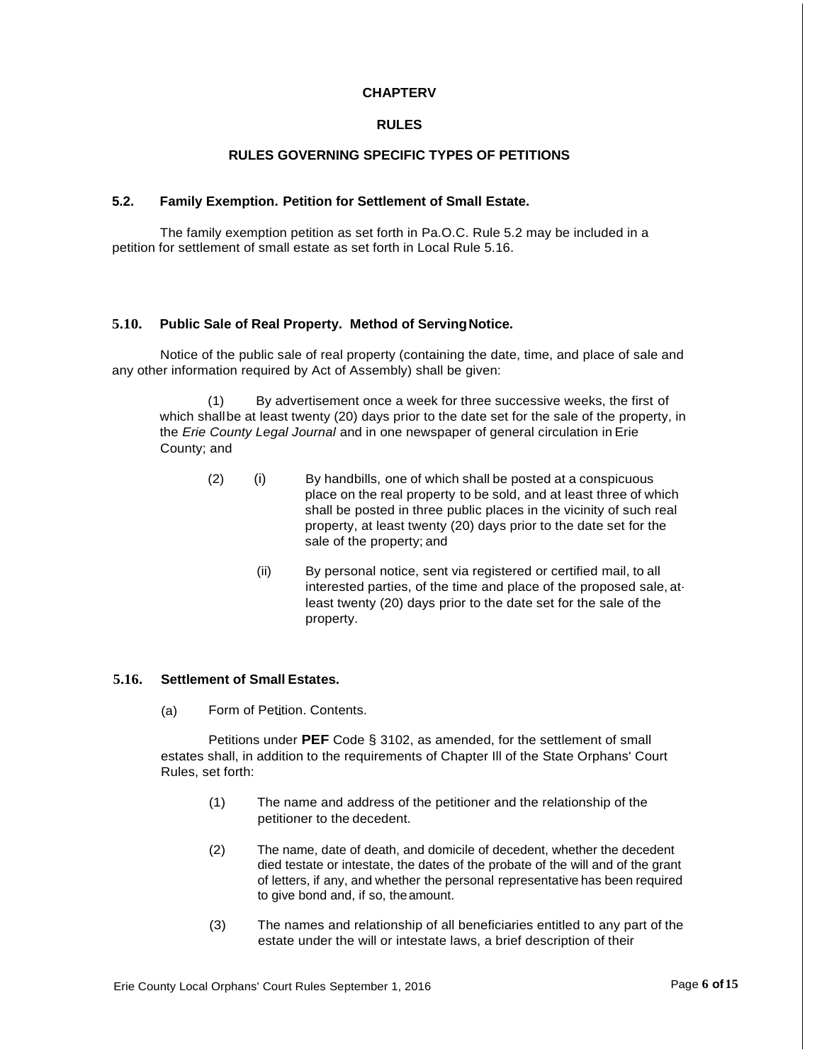# CHAPTERV

## RULES

## RULES GOVERNING SPECIFIC TYPES OF PETITIONS

### 5.2. Family Exemption. Petition for Settlement of Small Estate.

The family exemption petition as set forth in Pa.O.C. Rule 5.2 may be included in a petition for settlement of small estate as set forth in Local Rule 5.16.

### 5.10. Public Sale of Real Property. Method of Serving Notice.

Notice of the public sale of real property (containing the date, time, and place of sale and any other information required by Act of Assembly) shall be given:

(1) By advertisement once a week for three successive weeks, the first of which shall be at least twenty (20) days prior to the date set for the sale of the property, in the *Erie County Legal Journal* and in one newspaper of general circulation in Erie County; and

(2) (i) By handbills, one of which shall be posted at a conspicuous place on the real property to be sold, and at least three of which shall be posted in three public places in the vicinity of such real property, at least twenty (20) days prior to the date set for the sale of the property; and

(ii) By personal notice, sent via registered or certified mail, to all interested parties, of the time and place of the proposed sale, at least twenty (20) days prior to the date set for the sale of the property.

### 5.16. Settlement of Small Estates.

(a) Form of Petition. Contents.

Petitions under **PEF** Code § 3102, as amended, for the settlement of small estates shall, in addition to the requirements of Chapter Ill of the State Orphans' Court Rules, set forth:

(1) The name and address of the petitioner and the relationship of the petitioner to the decedent.

(2) The name, date of death, and domicile of decedent, whether the decedent died testate or intestate, the dates of the probate of the will and of the grant of letters, if any, and whether the personal representative has been required to give bond and, if so, the amount.

(3) The names and relationship of all beneficiaries entitled to any part of the estate under the will or intestate laws, a brief description of their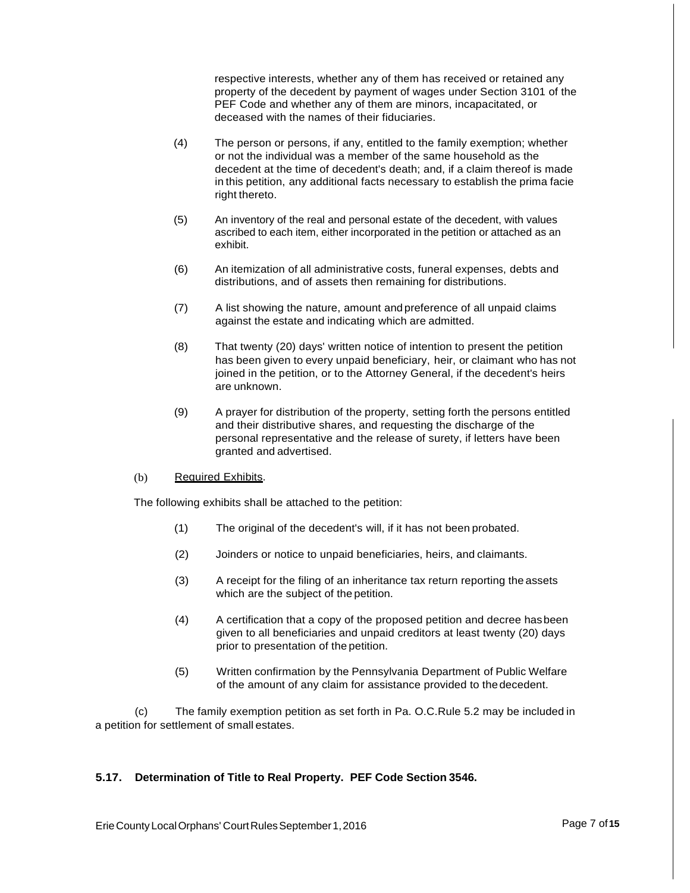respective interests, whether any of them has received or retained any property of the decedent by payment of wages under Section 3101 of the PEF Code and whether any of them are minors, incapacitated, or deceased with the names of their fiduciaries.

(4) The person or persons, if any, entitled to the family exemption; whether or not the individual was a member of the same household as the decedent at the time of decedent's death; and, if a claim thereof is made in this petition, any additional facts necessary to establish the prima facie right thereto.

(5) An inventory of the real and personal estate of the decedent, with values ascribed to each item, either incorporated in the petition or attached as an exhibit.

(6) An itemization of all administrative costs, funeral expenses, debts and distributions, and of assets then remaining for distributions.

(7) A list showing the nature, amount and preference of all unpaid claims against the estate and indicating which are admitted.

(8) That twenty (20) days' written notice of intention to present the petition has been given to every unpaid beneficiary, heir, or claimant who has not joined in the petition, or to the Attorney General, if the decedent's heirs are unknown.

(9) A prayer for distribution of the property, setting forth the persons entitled and their distributive shares, and requesting the discharge of the personal representative and the release of surety, if letters have been granted and advertised.

(b) Required Exhibits.

The following exhibits shall be attached to the petition:

(1) The original of the decedent's will, if it has not been probated.

(2) Joinders or notice to unpaid beneficiaries, heirs, and claimants.

(3) A receipt for the filing of an inheritance tax return reporting the assets which are the subject of the petition.

(4) A certification that a copy of the proposed petition and decree has been given to all beneficiaries and unpaid creditors at least twenty (20) days prior to presentation of the petition.

(5) Written confirmation by the Pennsylvania Department of Public Welfare of the amount of any claim for assistance provided to the decedent.

(c) The family exemption petition as set forth in Pa. O.C.Rule 5.2 may be included in a petition for settlement of small estates.

**5.17. Determination of Title to Real Property. PEF Code Section 3546.**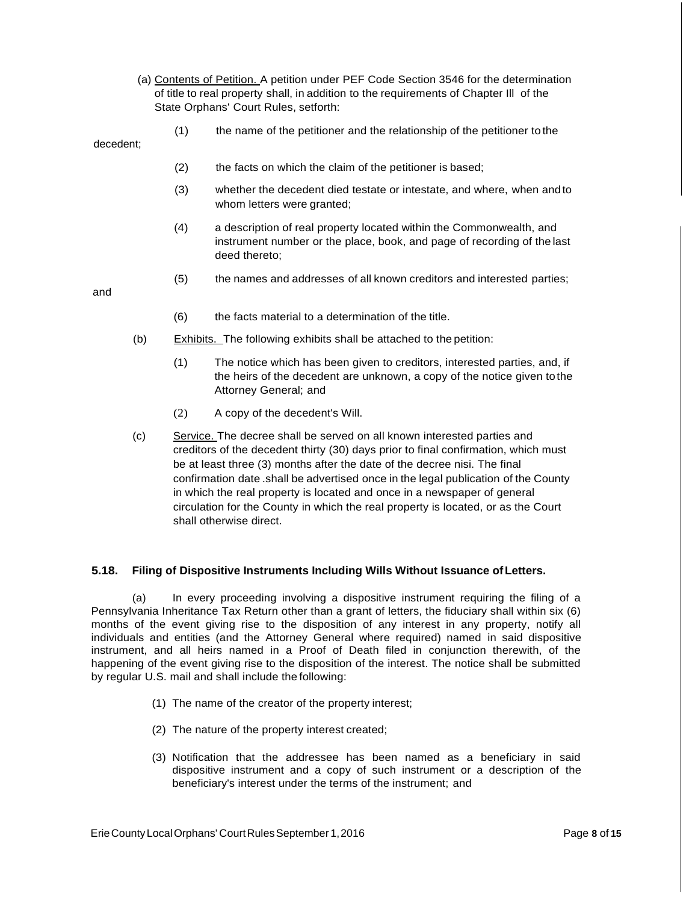(a) Contents of Petition. A petition under PEF Code Section 3546 for the determination of title to real property shall, in addition to the requirements of Chapter Ill of the State Orphans' Court Rules, setforth:

(1) the name of the petitioner and the relationship of the petitioner to the decedent;

(2) the facts on which the claim of the petitioner is based;

(3) whether the decedent died testate or intestate, and where, when and to whom letters were granted;

(4) a description of real property located within the Commonwealth, and instrument number or the place, book, and page of recording of the last deed thereto;

(5) the names and addresses of all known creditors and interested parties; and

(6) the facts material to a determination of the title.

(b) Exhibits. The following exhibits shall be attached to the petition:

(1) The notice which has been given to creditors, interested parties, and, if the heirs of the decedent are unknown, a copy of the notice given to the Attorney General; and

(2) A copy of the decedent's Will.

(c) Service. The decree shall be served on all known interested parties and creditors of the decedent thirty (30) days prior to final confirmation, which must be at least three (3) months after the date of the decree nisi. The final confirmation date .shall be advertised once in the legal publication of the County in which the real property is located and once in a newspaper of general circulation for the County in which the real property is located, or as the Court shall otherwise direct.

### 5.18. Filing of Dispositive Instruments Including Wills Without Issuance of Letters.

(a) In every proceeding involving a dispositive instrument requiring the filing of a Pennsylvania Inheritance Tax Return other than a grant of letters, the fiduciary shall within six (6) months of the event giving rise to the disposition of any interest in any property, notify all individuals and entities (and the Attorney General where required) named in said dispositive instrument, and all heirs named in a Proof of Death filed in conjunction therewith, of the happening of the event giving rise to the disposition of the interest. The notice shall be submitted by regular U.S. mail and shall include the following:

(1) The name of the creator of the property interest;

(2) The nature of the property interest created;

(3) Notification that the addressee has been named as a beneficiary in said dispositive instrument and a copy of such instrument or a description of the beneficiary's interest under the terms of the instrument; and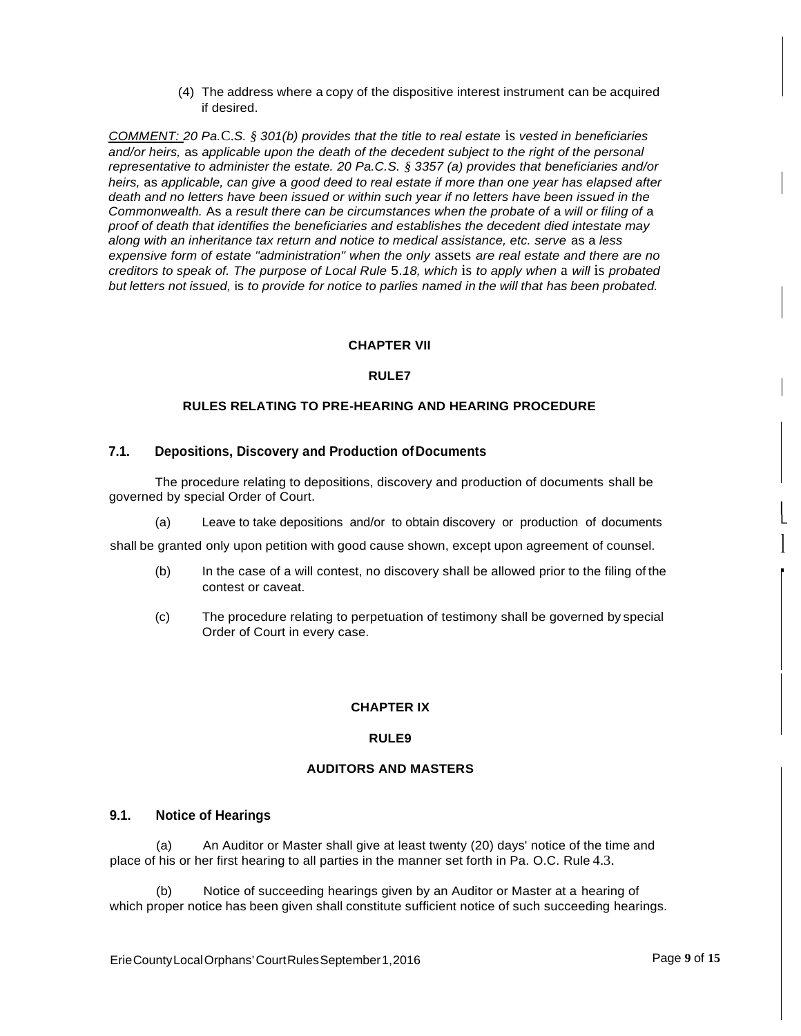(4) The address where a copy of the dispositive interest instrument can be acquired if desired.

*COMMENT: 20 Pa.C.S. § 301(b) provides that the title to real estate is vested in beneficiaries and/or heirs, as applicable upon the death of the decedent subject to the right of the personal representative to administer the estate. 20 Pa.C.S. § 3357 (a) provides that beneficiaries and/or heirs, as applicable, can give a good deed to real estate if more than one year has elapsed after death and no letters have been issued or within such year if no letters have been issued in the Commonwealth. As a result there can be circumstances when the probate of a will or filing of a proof of death that identifies the beneficiaries and establishes the decedent died intestate may along with an inheritance tax return and notice to medical assistance, etc. serve as a less expensive form of estate "administration" when the only assets are real estate and there are no creditors to speak of. The purpose of Local Rule 5.18, which is to apply when a will is probated but letters not issued, is to provide for notice to parlies named in the will that has been probated.*

## CHAPTER VII

## RULE7

## RULES RELATING TO PRE-HEARING AND HEARING PROCEDURE

### 7.1. Depositions, Discovery and Production of Documents

The procedure relating to depositions, discovery and production of documents shall be governed by special Order of Court.

(a) Leave to take depositions and/or to obtain discovery or production of documents shall be granted only upon petition with good cause shown, except upon agreement of counsel.

(b) In the case of a will contest, no discovery shall be allowed prior to the filing of the contest or caveat.

(c) The procedure relating to perpetuation of testimony shall be governed by special Order of Court in every case.

## CHAPTER IX

## RULE9

## AUDITORS AND MASTERS

### 9.1. Notice of Hearings

(a) An Auditor or Master shall give at least twenty (20) days' notice of the time and place of his or her first hearing to all parties in the manner set forth in Pa. O.C. Rule 4.3.

(b) Notice of succeeding hearings given by an Auditor or Master at a hearing of which proper notice has been given shall constitute sufficient notice of such succeeding hearings.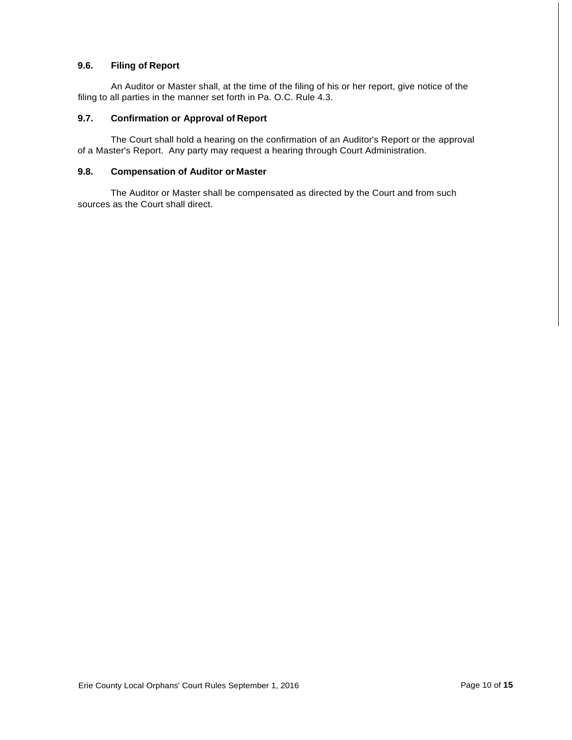### 9.6. Filing of Report

An Auditor or Master shall, at the time of the filing of his or her report, give notice of the filing to all parties in the manner set forth in Pa. O.C. Rule 4.3.

### 9.7. Confirmation or Approval of Report

The Court shall hold a hearing on the confirmation of an Auditor's Report or the approval of a Master's Report. Any party may request a hearing through Court Administration.

### 9.8. Compensation of Auditor or Master

The Auditor or Master shall be compensated as directed by the Court and from such sources as the Court shall direct.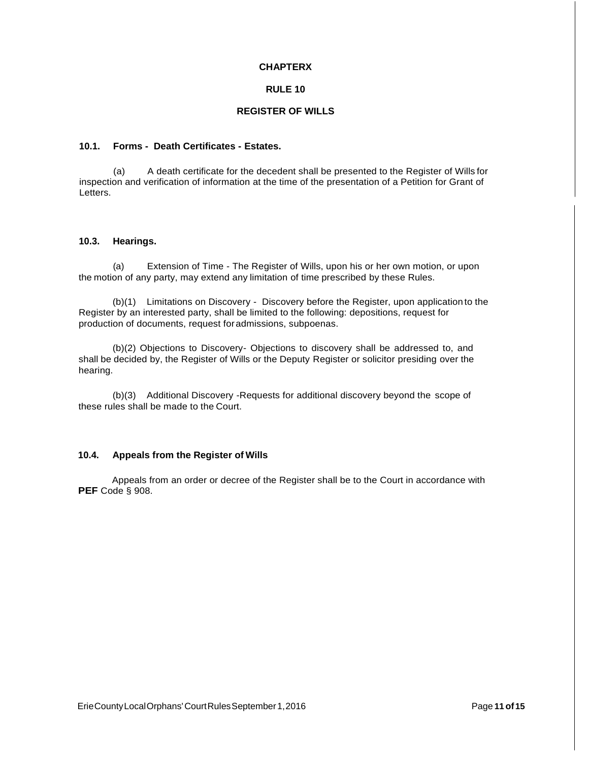# CHAPTERX

## RULE 10

## REGISTER OF WILLS

### 10.1. Forms - Death Certificates - Estates.

(a) A death certificate for the decedent shall be presented to the Register of Wills for inspection and verification of information at the time of the presentation of a Petition for Grant of Letters.

### 10.3. Hearings.

(a) Extension of Time - The Register of Wills, upon his or her own motion, or upon the motion of any party, may extend any limitation of time prescribed by these Rules.

(b)(1) Limitations on Discovery - Discovery before the Register, upon application to the Register by an interested party, shall be limited to the following: depositions, request for production of documents, request for admissions, subpoenas.

(b)(2) Objections to Discovery- Objections to discovery shall be addressed to, and shall be decided by, the Register of Wills or the Deputy Register or solicitor presiding over the hearing.

(b)(3) Additional Discovery -Requests for additional discovery beyond the scope of these rules shall be made to the Court.

### 10.4. Appeals from the Register of Wills

Appeals from an order or decree of the Register shall be to the Court in accordance with **PEF** Code § 908.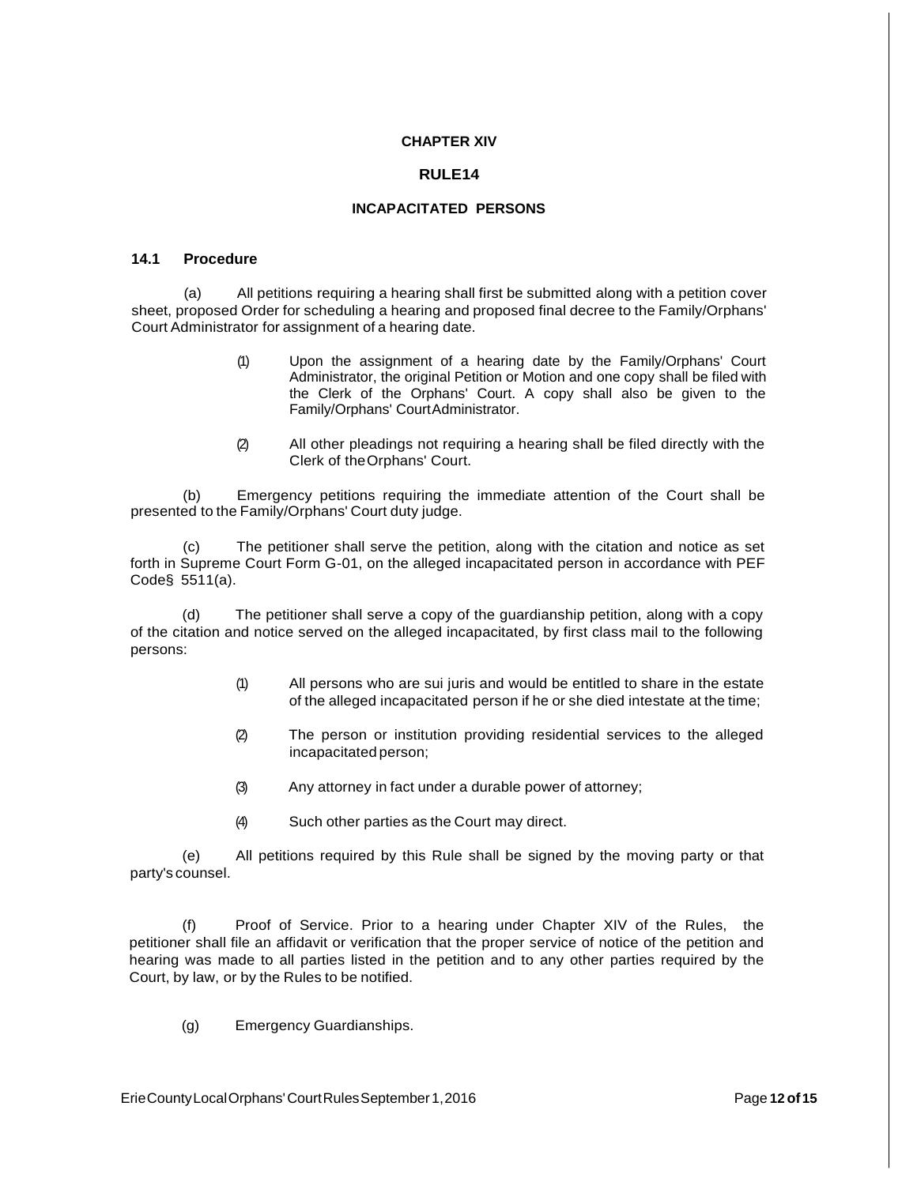**CHAPTER XIV**

**RULE14**

**INCAPACITATED PERSONS**

**14.1 Procedure**

(a) All petitions requiring a hearing shall first be submitted along with a petition cover sheet, proposed Order for scheduling a hearing and proposed final decree to the Family/Orphans' Court Administrator for assignment of a hearing date.

> (1) Upon the assignment of a hearing date by the Family/Orphans' Court Administrator, the original Petition or Motion and one copy shall be filed with the Clerk of the Orphans' Court. A copy shall also be given to the Family/Orphans' CourtAdministrator.
>
> (2) All other pleadings not requiring a hearing shall be filed directly with the Clerk of theOrphans' Court.

(b) Emergency petitions requiring the immediate attention of the Court shall be presented to the Family/Orphans' Court duty judge.

(c) The petitioner shall serve the petition, along with the citation and notice as set forth in Supreme Court Form G-01, on the alleged incapacitated person in accordance with PEF Code§ 5511(a).

(d) The petitioner shall serve a copy of the guardianship petition, along with a copy of the citation and notice served on the alleged incapacitated, by first class mail to the following persons:

> (1) All persons who are sui juris and would be entitled to share in the estate of the alleged incapacitated person if he or she died intestate at the time;
>
> (2) The person or institution providing residential services to the alleged incapacitated person;
>
> (3) Any attorney in fact under a durable power of attorney;
>
> (4) Such other parties as the Court may direct.

(e) All petitions required by this Rule shall be signed by the moving party or that party's counsel.

(f) Proof of Service. Prior to a hearing under Chapter XIV of the Rules, the petitioner shall file an affidavit or verification that the proper service of notice of the petition and hearing was made to all parties listed in the petition and to any other parties required by the Court, by law, or by the Rules to be notified.

(g) Emergency Guardianships.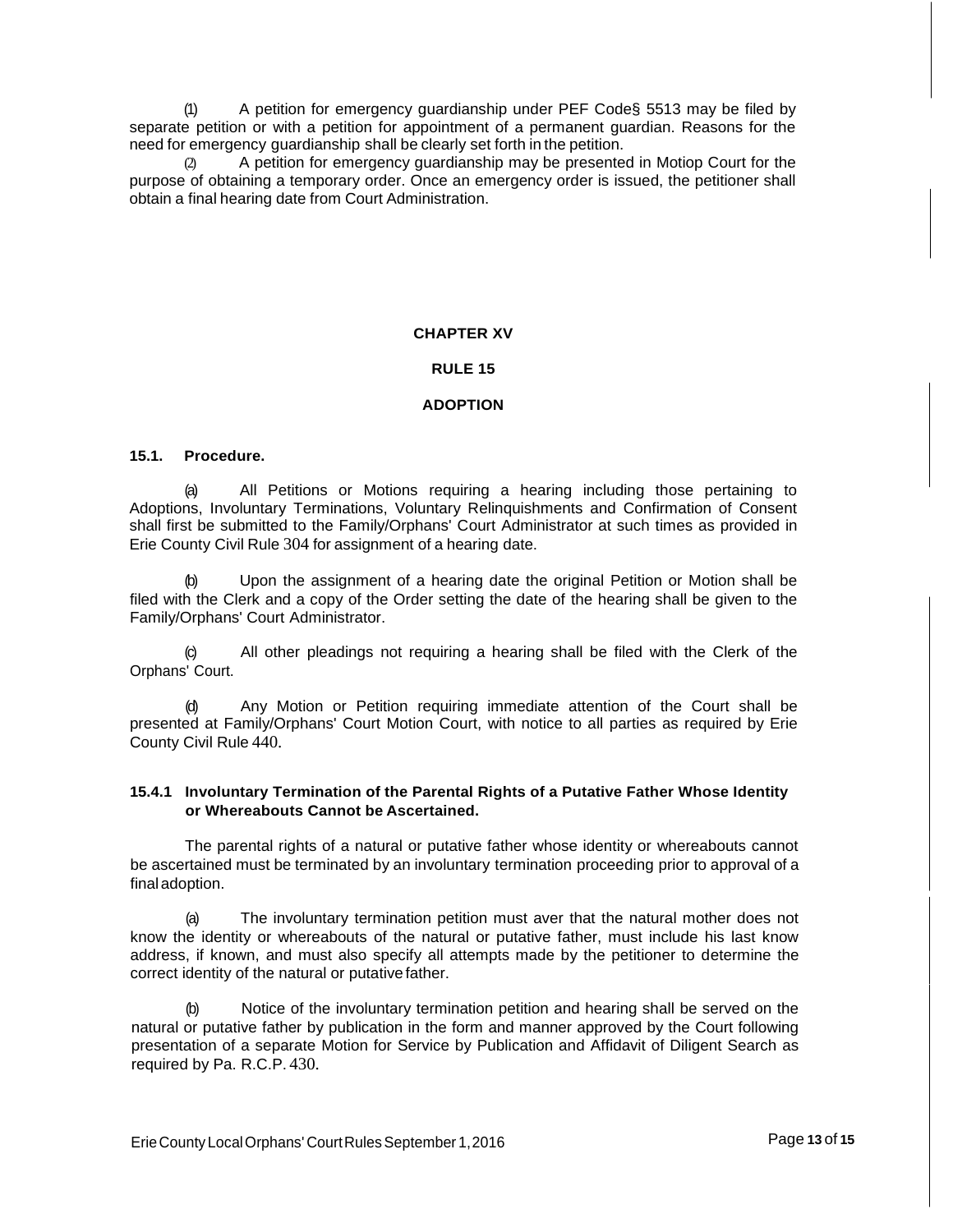(1) A petition for emergency guardianship under PEF Code§ 5513 may be filed by separate petition or with a petition for appointment of a permanent guardian. Reasons for the need for emergency guardianship shall be clearly set forth in the petition.

(2) A petition for emergency guardianship may be presented in Motiop Court for the purpose of obtaining a temporary order. Once an emergency order is issued, the petitioner shall obtain a final hearing date from Court Administration.

## CHAPTER XV

## RULE 15

## ADOPTION

### 15.1. Procedure.

(a) All Petitions or Motions requiring a hearing including those pertaining to Adoptions, Involuntary Terminations, Voluntary Relinquishments and Confirmation of Consent shall first be submitted to the Family/Orphans' Court Administrator at such times as provided in Erie County Civil Rule 304 for assignment of a hearing date.

(b) Upon the assignment of a hearing date the original Petition or Motion shall be filed with the Clerk and a copy of the Order setting the date of the hearing shall be given to the Family/Orphans' Court Administrator.

(c) All other pleadings not requiring a hearing shall be filed with the Clerk of the Orphans' Court.

(d) Any Motion or Petition requiring immediate attention of the Court shall be presented at Family/Orphans' Court Motion Court, with notice to all parties as required by Erie County Civil Rule 440.

### 15.4.1 Involuntary Termination of the Parental Rights of a Putative Father Whose Identity or Whereabouts Cannot be Ascertained.

The parental rights of a natural or putative father whose identity or whereabouts cannot be ascertained must be terminated by an involuntary termination proceeding prior to approval of a final adoption.

(a) The involuntary termination petition must aver that the natural mother does not know the identity or whereabouts of the natural or putative father, must include his last know address, if known, and must also specify all attempts made by the petitioner to determine the correct identity of the natural or putative father.

(b) Notice of the involuntary termination petition and hearing shall be served on the natural or putative father by publication in the form and manner approved by the Court following presentation of a separate Motion for Service by Publication and Affidavit of Diligent Search as required by Pa. R.C.P. 430.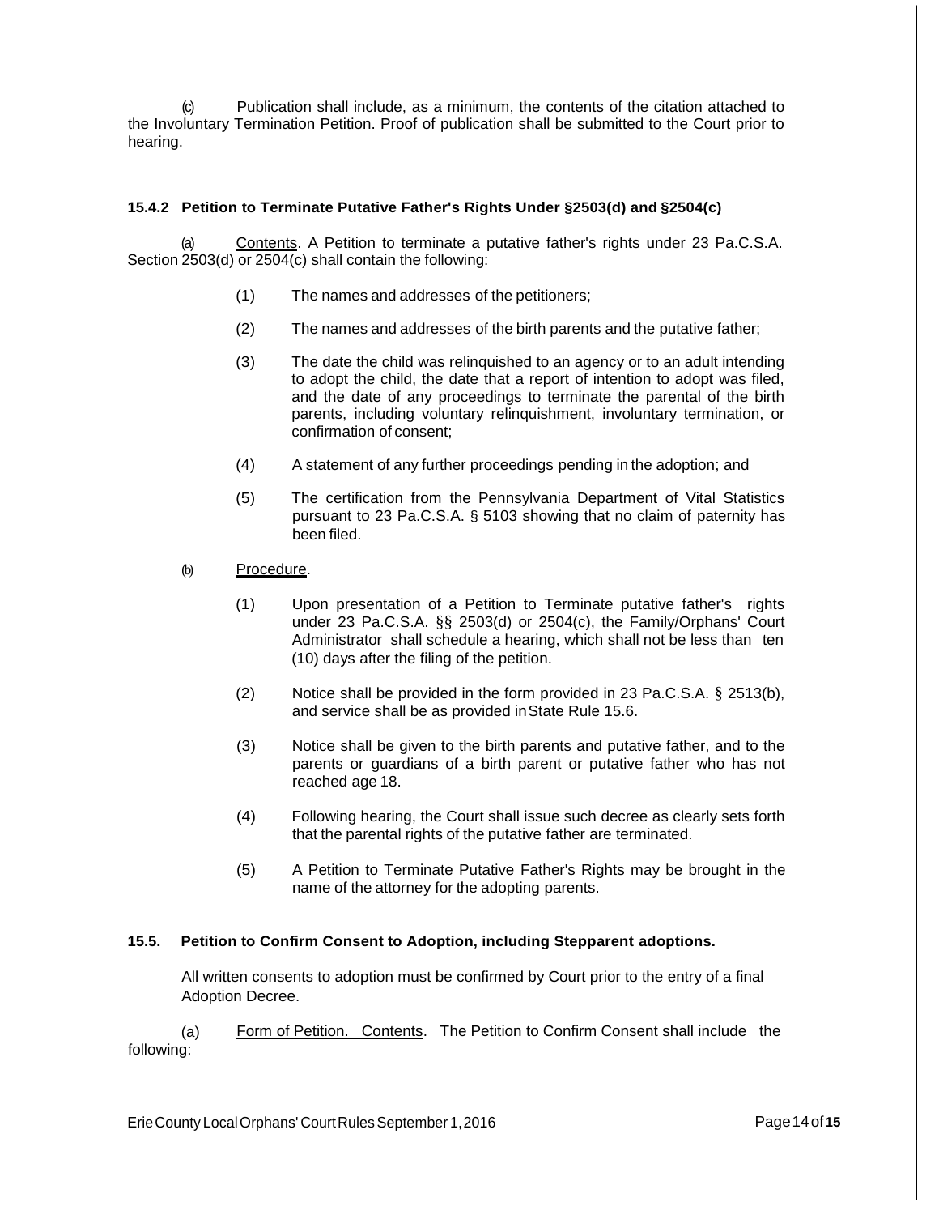(c) Publication shall include, as a minimum, the contents of the citation attached to the Involuntary Termination Petition. Proof of publication shall be submitted to the Court prior to hearing.

### 15.4.2 Petition to Terminate Putative Father's Rights Under §2503(d) and §2504(c)

(a) Contents. A Petition to terminate a putative father's rights under 23 Pa.C.S.A. Section 2503(d) or 2504(c) shall contain the following:

(1) The names and addresses of the petitioners;

(2) The names and addresses of the birth parents and the putative father;

(3) The date the child was relinquished to an agency or to an adult intending to adopt the child, the date that a report of intention to adopt was filed, and the date of any proceedings to terminate the parental of the birth parents, including voluntary relinquishment, involuntary termination, or confirmation of consent;

(4) A statement of any further proceedings pending in the adoption; and

(5) The certification from the Pennsylvania Department of Vital Statistics pursuant to 23 Pa.C.S.A. § 5103 showing that no claim of paternity has been filed.

(b) Procedure.

(1) Upon presentation of a Petition to Terminate putative father's rights under 23 Pa.C.S.A. §§ 2503(d) or 2504(c), the Family/Orphans' Court Administrator shall schedule a hearing, which shall not be less than ten (10) days after the filing of the petition.

(2) Notice shall be provided in the form provided in 23 Pa.C.S.A. § 2513(b), and service shall be as provided in State Rule 15.6.

(3) Notice shall be given to the birth parents and putative father, and to the parents or guardians of a birth parent or putative father who has not reached age 18.

(4) Following hearing, the Court shall issue such decree as clearly sets forth that the parental rights of the putative father are terminated.

(5) A Petition to Terminate Putative Father's Rights may be brought in the name of the attorney for the adopting parents.

### 15.5. Petition to Confirm Consent to Adoption, including Stepparent adoptions.

All written consents to adoption must be confirmed by Court prior to the entry of a final Adoption Decree.

(a) Form of Petition. Contents. The Petition to Confirm Consent shall include the following: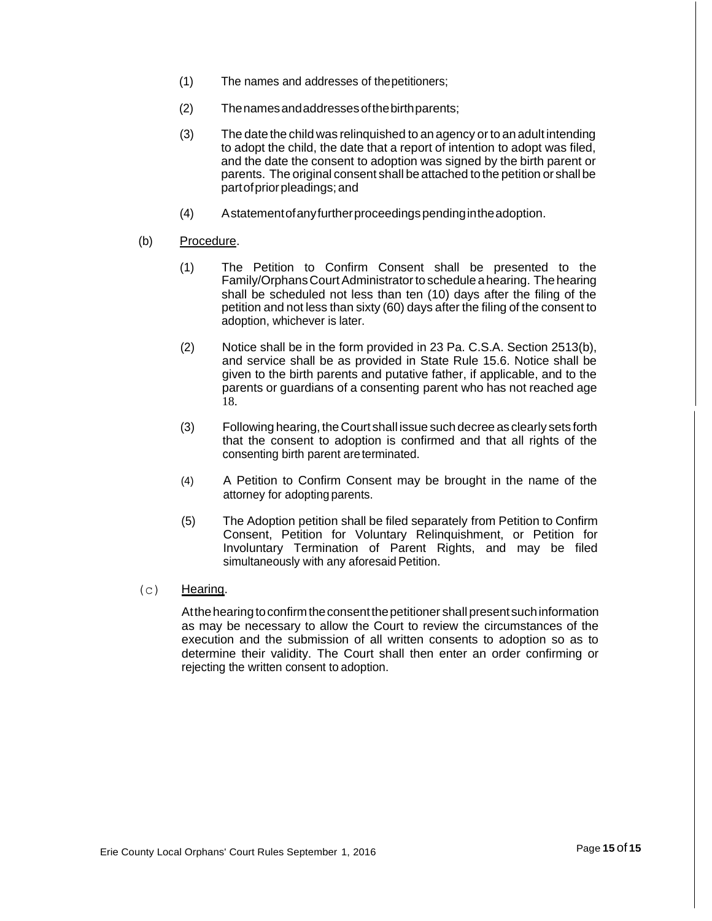(1) The names and addresses of the petitioners;

(2) The names and addresses of the birth parents;

(3) The date the child was relinquished to an agency or to an adult intending to adopt the child, the date that a report of intention to adopt was filed, and the date the consent to adoption was signed by the birth parent or parents. The original consent shall be attached to the petition or shall be part of prior pleadings; and

(4) A statement of any further proceedings pending in the adoption.

(b) Procedure.

(1) The Petition to Confirm Consent shall be presented to the Family/Orphans Court Administrator to schedule a hearing. The hearing shall be scheduled not less than ten (10) days after the filing of the petition and not less than sixty (60) days after the filing of the consent to adoption, whichever is later.

(2) Notice shall be in the form provided in 23 Pa. C.S.A. Section 2513(b), and service shall be as provided in State Rule 15.6. Notice shall be given to the birth parents and putative father, if applicable, and to the parents or guardians of a consenting parent who has not reached age 18.

(3) Following hearing, the Court shall issue such decree as clearly sets forth that the consent to adoption is confirmed and that all rights of the consenting birth parent are terminated.

(4) A Petition to Confirm Consent may be brought in the name of the attorney for adopting parents.

(5) The Adoption petition shall be filed separately from Petition to Confirm Consent, Petition for Voluntary Relinquishment, or Petition for Involuntary Termination of Parent Rights, and may be filed simultaneously with any aforesaid Petition.

(c) Hearing.

At the hearing to confirm the consent the petitioner shall present such information as may be necessary to allow the Court to review the circumstances of the execution and the submission of all written consents to adoption so as to determine their validity. The Court shall then enter an order confirming or rejecting the written consent to adoption.